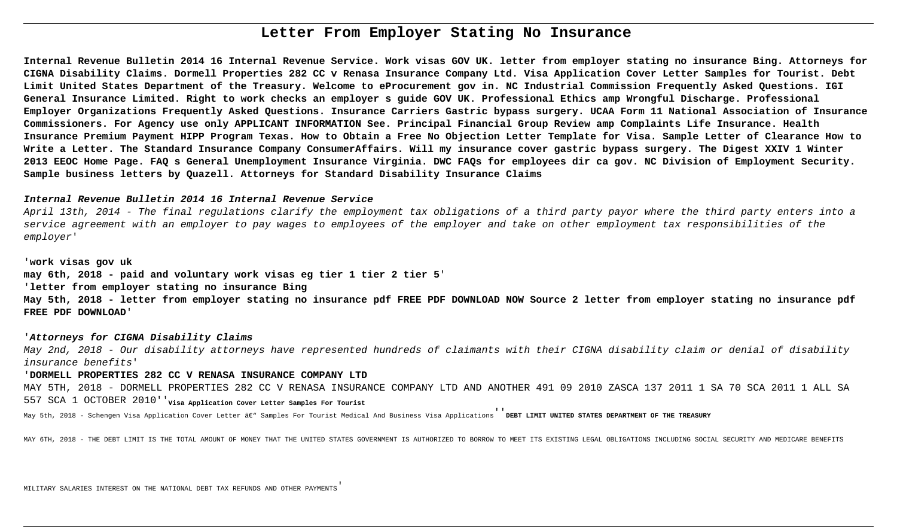# Letter From Employer Stating No Insurance

**Internal Revenue Bulletin 2014 16 Internal Revenue Service. Work visas GOV UK. letter from employer stating no insurance Bing. Attorneys for CIGNA Disability Claims. Dormell Properties 282 CC v Renasa Insurance Company Ltd. Visa Application Cover Letter Samples for Tourist. Debt Limit United States Department of the Treasury. Welcome to eProcurement gov in. NC Industrial Commission Frequently Asked Questions. IGI General Insurance Limited. Right to work checks an employer s guide GOV UK. Professional Ethics amp Wrongful Discharge. Professional Employer Organizations Frequently Asked Questions. Insurance Carriers Gastric bypass surgery. UCAA Form 11 National Association of Insurance Commissioners. For Agency use only APPLICANT INFORMATION See. Principal Financial Group Review amp Complaints Life Insurance. Health Insurance Premium Payment HIPP Program Texas. How to Obtain a Free No Objection Letter Template for Visa. Sample Letter of Clearance How to Write a Letter. The Standard Insurance Company ConsumerAffairs. Will my insurance cover gastric bypass surgery. The Digest XXIV 1 Winter 2013 EEOC Home Page. FAQ s General Unemployment Insurance Virginia. DWC FAQs for employees dir ca gov. NC Division of Employment Security. Sample business letters by Quazell. Attorneys for Standard Disability Insurance Claims**

***Internal Revenue Bulletin 2014 16 Internal Revenue Service***

*April 13th, 2014 - The final regulations clarify the employment tax obligations of a third party payor where the third party enters into a service agreement with an employer to pay wages to employees of the employer and take on other employment tax responsibilities of the employer'*

'**work visas gov uk**

**may 6th, 2018 - paid and voluntary work visas eg tier 1 tier 2 tier 5**'

'**letter from employer stating no insurance Bing**

**May 5th, 2018 - letter from employer stating no insurance pdf FREE PDF DOWNLOAD NOW Source 2 letter from employer stating no insurance pdf FREE PDF DOWNLOAD**'

'***Attorneys for CIGNA Disability Claims***

*May 2nd, 2018 - Our disability attorneys have represented hundreds of claimants with their CIGNA disability claim or denial of disability insurance benefits'*

'**DORMELL PROPERTIES 282 CC V RENASA INSURANCE COMPANY LTD**

MAY 5TH, 2018 - DORMELL PROPERTIES 282 CC V RENASA INSURANCE COMPANY LTD AND ANOTHER 491 09 2010 ZASCA 137 2011 1 SA 70 SCA 2011 1 ALL SA 557 SCA 1 OCTOBER 2010''**Visa Application Cover Letter Samples For Tourist**

May 5th, 2018 - Schengen Visa Application Cover Letter â€" Samples For Tourist Medical And Business Visa Applications''**DEBT LIMIT UNITED STATES DEPARTMENT OF THE TREASURY**

MAY 6TH, 2018 - THE DEBT LIMIT IS THE TOTAL AMOUNT OF MONEY THAT THE UNITED STATES GOVERNMENT IS AUTHORIZED TO BORROW TO MEET ITS EXISTING LEGAL OBLIGATIONS INCLUDING SOCIAL SECURITY AND MEDICARE BENEFITS MILITARY SALARIES INTEREST ON THE NATIONAL DEBT TAX REFUNDS AND OTHER PAYMENTS'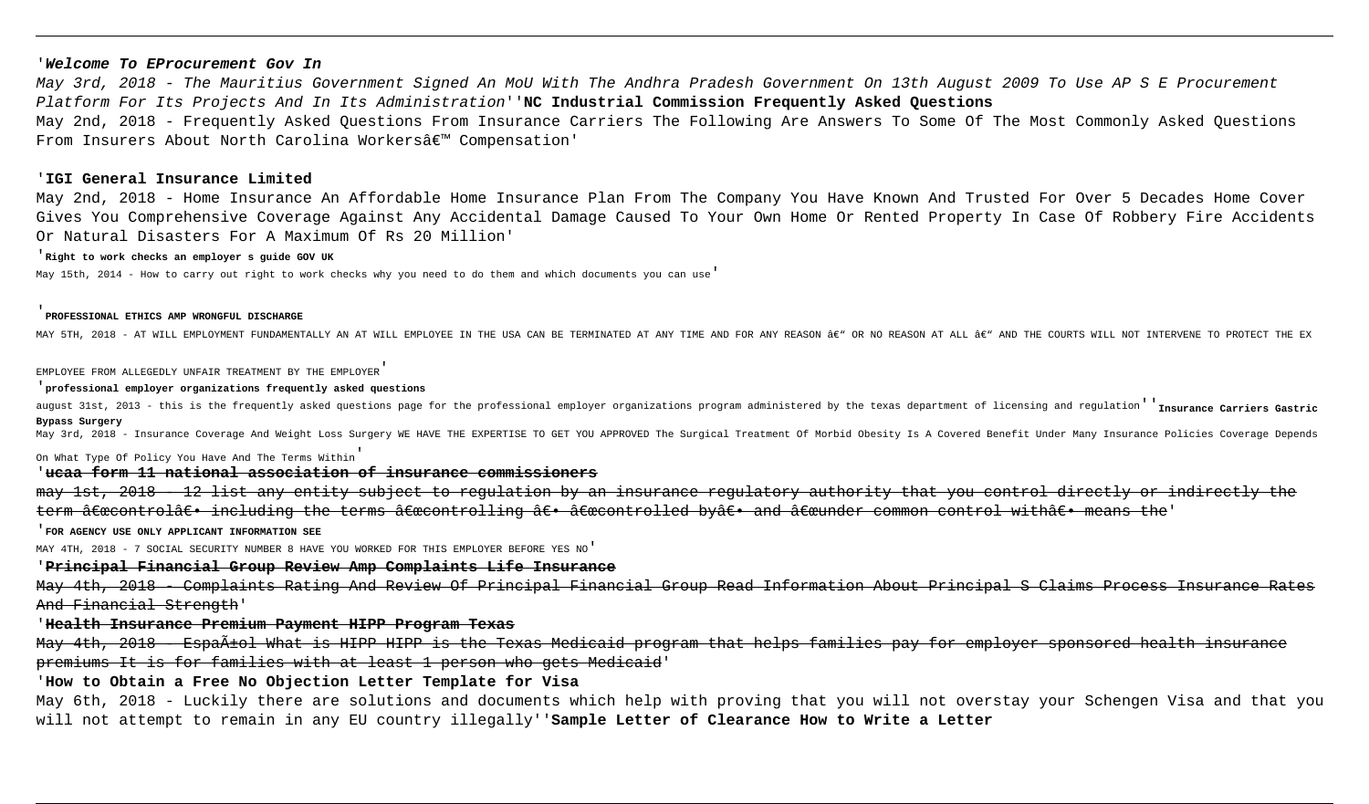'**Welcome To EProcurement Gov In**

*May 3rd, 2018 - The Mauritius Government Signed An MoU With The Andhra Pradesh Government On 13th August 2009 To Use AP S E Procurement Platform For Its Projects And In Its Administration*''**NC Industrial Commission Frequently Asked Questions**

May 2nd, 2018 - Frequently Asked Questions From Insurance Carriers The Following Are Answers To Some Of The Most Commonly Asked Questions From Insurers About North Carolina Workersâ€™ Compensation'

'**IGI General Insurance Limited**

May 2nd, 2018 - Home Insurance An Affordable Home Insurance Plan From The Company You Have Known And Trusted For Over 5 Decades Home Cover Gives You Comprehensive Coverage Against Any Accidental Damage Caused To Your Own Home Or Rented Property In Case Of Robbery Fire Accidents Or Natural Disasters For A Maximum Of Rs 20 Million'

'**Right to work checks an employer s guide GOV UK**

May 15th, 2014 - How to carry out right to work checks why you need to do them and which documents you can use'

'**PROFESSIONAL ETHICS AMP WRONGFUL DISCHARGE**

MAY 5TH, 2018 - AT WILL EMPLOYMENT FUNDAMENTALLY AN AT WILL EMPLOYEE IN THE USA CAN BE TERMINATED AT ANY TIME AND FOR ANY REASON â€" OR NO REASON AT ALL â€" AND THE COURTS WILL NOT INTERVENE TO PROTECT THE EX EMPLOYEE FROM ALLEGEDLY UNFAIR TREATMENT BY THE EMPLOYER'

'**professional employer organizations frequently asked questions**

august 31st, 2013 - this is the frequently asked questions page for the professional employer organizations program administered by the texas department of licensing and regulation''**Insurance Carriers Gastric Bypass Surgery**

May 3rd, 2018 - Insurance Coverage And Weight Loss Surgery WE HAVE THE EXPERTISE TO GET YOU APPROVED The Surgical Treatment Of Morbid Obesity Is A Covered Benefit Under Many Insurance Policies Coverage Depends On What Type Of Policy You Have And The Terms Within'

'~~**ucaa form 11 national association of insurance commissioners**~~

~~may 1st, 2018 - 12 list any entity subject to regulation by an insurance regulatory authority that you control directly or indirectly the term â€œcontrolâ€• including the terms â€œcontrolling â€• â€œcontrolled byâ€• and â€œunder common control withâ€• means the~~'

'**FOR AGENCY USE ONLY APPLICANT INFORMATION SEE**

MAY 4TH, 2018 - 7 SOCIAL SECURITY NUMBER 8 HAVE YOU WORKED FOR THIS EMPLOYER BEFORE YES NO'

'~~**Principal Financial Group Review Amp Complaints Life Insurance**~~

~~May 4th, 2018 - Complaints Rating And Review Of Principal Financial Group Read Information About Principal S Claims Process Insurance Rates And Financial Strength~~'

'~~**Health Insurance Premium Payment HIPP Program Texas**~~

~~May 4th, 2018 - EspaÃ±ol What is HIPP HIPP is the Texas Medicaid program that helps families pay for employer sponsored health insurance premiums It is for families with at least 1 person who gets Medicaid~~'

'**How to Obtain a Free No Objection Letter Template for Visa**

May 6th, 2018 - Luckily there are solutions and documents which help with proving that you will not overstay your Schengen Visa and that you will not attempt to remain in any EU country illegally''**Sample Letter of Clearance How to Write a Letter**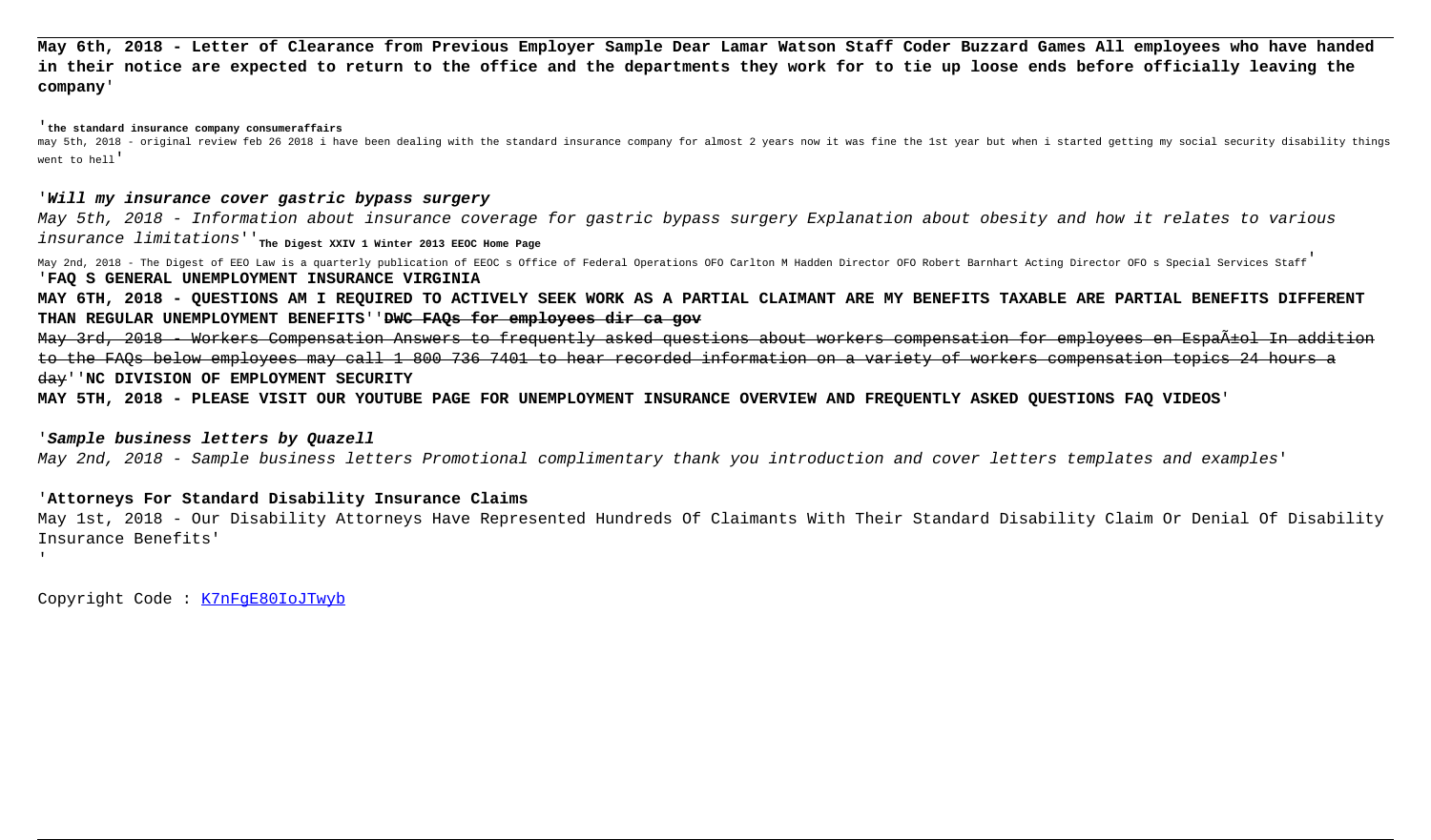**May 6th, 2018 - Letter of Clearance from Previous Employer Sample Dear Lamar Watson Staff Coder Buzzard Games All employees who have handed in their notice are expected to return to the office and the departments they work for to tie up loose ends before officially leaving the company**'

'**the standard insurance company consumeraffairs**
may 5th, 2018 - original review feb 26 2018 i have been dealing with the standard insurance company for almost 2 years now it was fine the 1st year but when i started getting my social security disability things went to hell'

'***Will my insurance cover gastric bypass surgery***
*May 5th, 2018 - Information about insurance coverage for gastric bypass surgery Explanation about obesity and how it relates to various insurance limitations*''**The Digest XXIV 1 Winter 2013 EEOC Home Page**
May 2nd, 2018 - The Digest of EEO Law is a quarterly publication of EEOC s Office of Federal Operations OFO Carlton M Hadden Director OFO Robert Barnhart Acting Director OFO s Special Services Staff'
'**FAQ S GENERAL UNEMPLOYMENT INSURANCE VIRGINIA**
**MAY 6TH, 2018 - QUESTIONS AM I REQUIRED TO ACTIVELY SEEK WORK AS A PARTIAL CLAIMANT ARE MY BENEFITS TAXABLE ARE PARTIAL BENEFITS DIFFERENT THAN REGULAR UNEMPLOYMENT BENEFITS**''~~**DWC FAQs for employees dir ca gov**~~
~~May 3rd, 2018 - Workers Compensation Answers to frequently asked questions about workers compensation for employees en EspaÃ±ol In addition to the FAQs below employees may call 1 800 736 7401 to hear recorded information on a variety of workers compensation topics 24 hours a day~~''**NC DIVISION OF EMPLOYMENT SECURITY**
**MAY 5TH, 2018 - PLEASE VISIT OUR YOUTUBE PAGE FOR UNEMPLOYMENT INSURANCE OVERVIEW AND FREQUENTLY ASKED QUESTIONS FAQ VIDEOS**'

'***Sample business letters by Quazell***
*May 2nd, 2018 - Sample business letters Promotional complimentary thank you introduction and cover letters templates and examples*'

'**Attorneys For Standard Disability Insurance Claims**
May 1st, 2018 - Our Disability Attorneys Have Represented Hundreds Of Claimants With Their Standard Disability Claim Or Denial Of Disability Insurance Benefits'
'

Copyright Code : K7nFgE80IoJTwyb